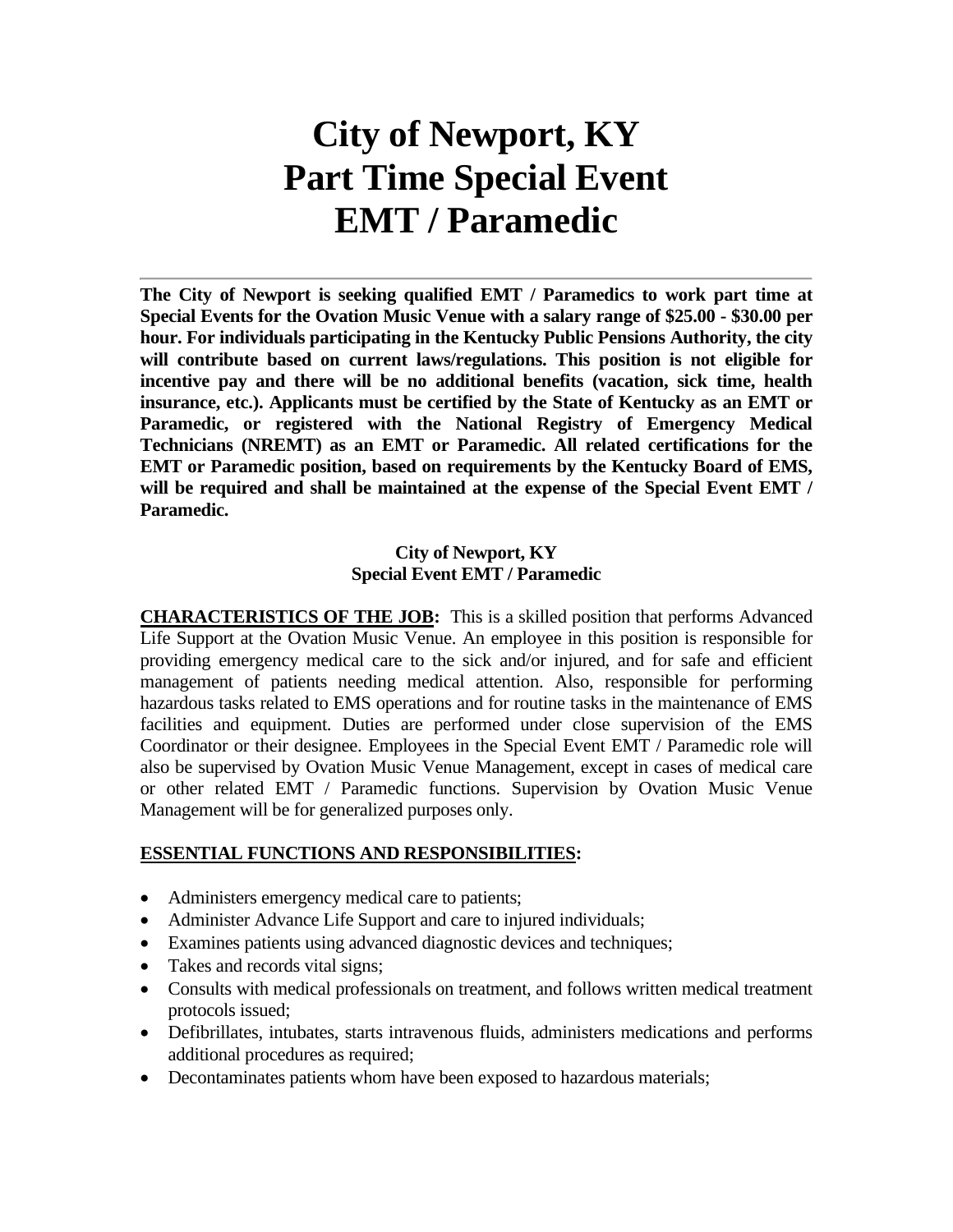# City of Newport, KY
# Part Time Special Event
# EMT / Paramedic

---

**The City of Newport is seeking qualified EMT / Paramedics to work part time at Special Events for the Ovation Music Venue with a salary range of $25.00 - $30.00 per hour. For individuals participating in the Kentucky Public Pensions Authority, the city will contribute based on current laws/regulations. This position is not eligible for incentive pay and there will be no additional benefits (vacation, sick time, health insurance, etc.). Applicants must be certified by the State of Kentucky as an EMT or Paramedic, or registered with the National Registry of Emergency Medical Technicians (NREMT) as an EMT or Paramedic. All related certifications for the EMT or Paramedic position, based on requirements by the Kentucky Board of EMS, will be required and shall be maintained at the expense of the Special Event EMT / Paramedic.**

**City of Newport, KY**
**Special Event EMT / Paramedic**

**CHARACTERISTICS OF THE JOB:** This is a skilled position that performs Advanced Life Support at the Ovation Music Venue. An employee in this position is responsible for providing emergency medical care to the sick and/or injured, and for safe and efficient management of patients needing medical attention. Also, responsible for performing hazardous tasks related to EMS operations and for routine tasks in the maintenance of EMS facilities and equipment. Duties are performed under close supervision of the EMS Coordinator or their designee. Employees in the Special Event EMT / Paramedic role will also be supervised by Ovation Music Venue Management, except in cases of medical care or other related EMT / Paramedic functions. Supervision by Ovation Music Venue Management will be for generalized purposes only.

**ESSENTIAL FUNCTIONS AND RESPONSIBILITIES:**

- Administers emergency medical care to patients;
- Administer Advance Life Support and care to injured individuals;
- Examines patients using advanced diagnostic devices and techniques;
- Takes and records vital signs;
- Consults with medical professionals on treatment, and follows written medical treatment protocols issued;
- Defibrillates, intubates, starts intravenous fluids, administers medications and performs additional procedures as required;
- Decontaminates patients whom have been exposed to hazardous materials;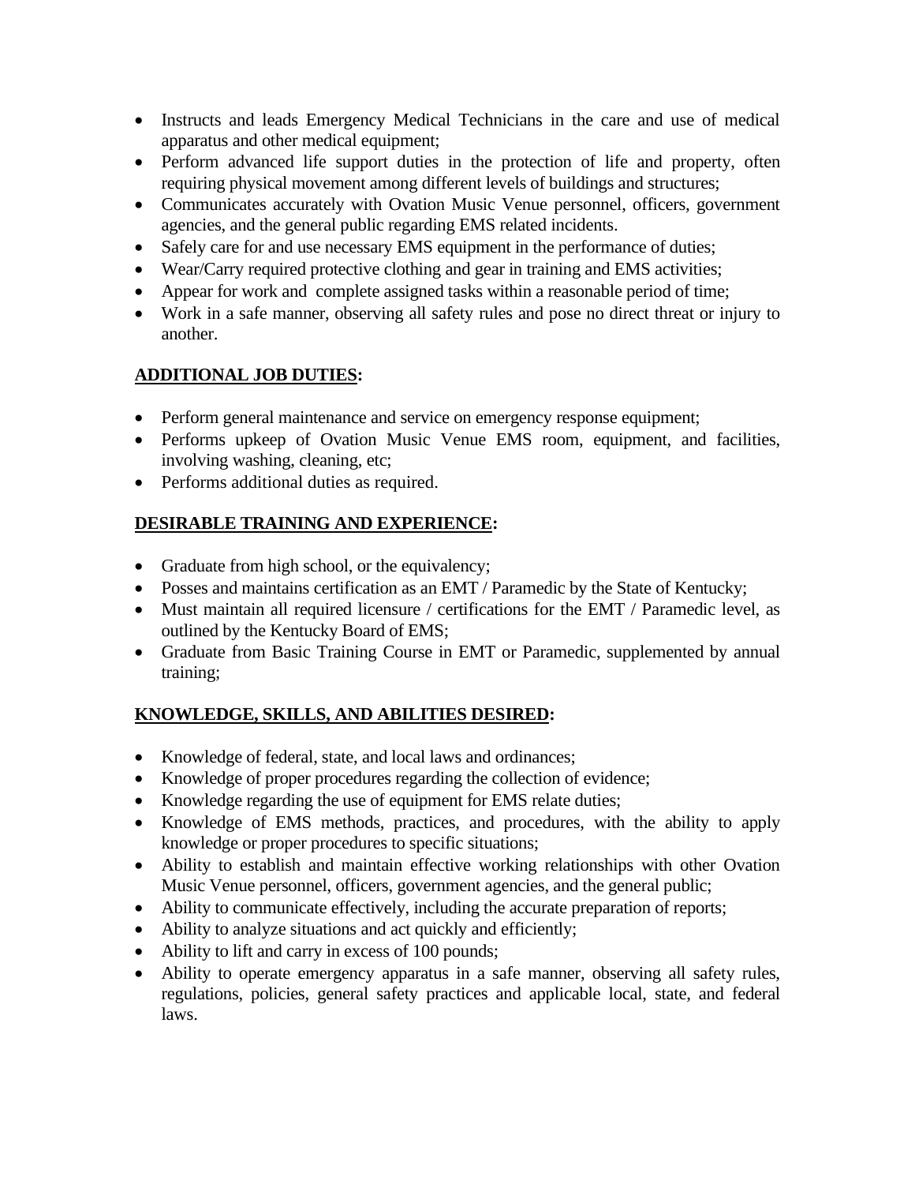- Instructs and leads Emergency Medical Technicians in the care and use of medical apparatus and other medical equipment;
- Perform advanced life support duties in the protection of life and property, often requiring physical movement among different levels of buildings and structures;
- Communicates accurately with Ovation Music Venue personnel, officers, government agencies, and the general public regarding EMS related incidents.
- Safely care for and use necessary EMS equipment in the performance of duties;
- Wear/Carry required protective clothing and gear in training and EMS activities;
- Appear for work and complete assigned tasks within a reasonable period of time;
- Work in a safe manner, observing all safety rules and pose no direct threat or injury to another.

**<u>ADDITIONAL JOB DUTIES</u>:**

- Perform general maintenance and service on emergency response equipment;
- Performs upkeep of Ovation Music Venue EMS room, equipment, and facilities, involving washing, cleaning, etc;
- Performs additional duties as required.

**<u>DESIRABLE TRAINING AND EXPERIENCE</u>:**

- Graduate from high school, or the equivalency;
- Posses and maintains certification as an EMT / Paramedic by the State of Kentucky;
- Must maintain all required licensure / certifications for the EMT / Paramedic level, as outlined by the Kentucky Board of EMS;
- Graduate from Basic Training Course in EMT or Paramedic, supplemented by annual training;

**<u>KNOWLEDGE, SKILLS, AND ABILITIES DESIRED</u>:**

- Knowledge of federal, state, and local laws and ordinances;
- Knowledge of proper procedures regarding the collection of evidence;
- Knowledge regarding the use of equipment for EMS relate duties;
- Knowledge of EMS methods, practices, and procedures, with the ability to apply knowledge or proper procedures to specific situations;
- Ability to establish and maintain effective working relationships with other Ovation Music Venue personnel, officers, government agencies, and the general public;
- Ability to communicate effectively, including the accurate preparation of reports;
- Ability to analyze situations and act quickly and efficiently;
- Ability to lift and carry in excess of 100 pounds;
- Ability to operate emergency apparatus in a safe manner, observing all safety rules, regulations, policies, general safety practices and applicable local, state, and federal laws.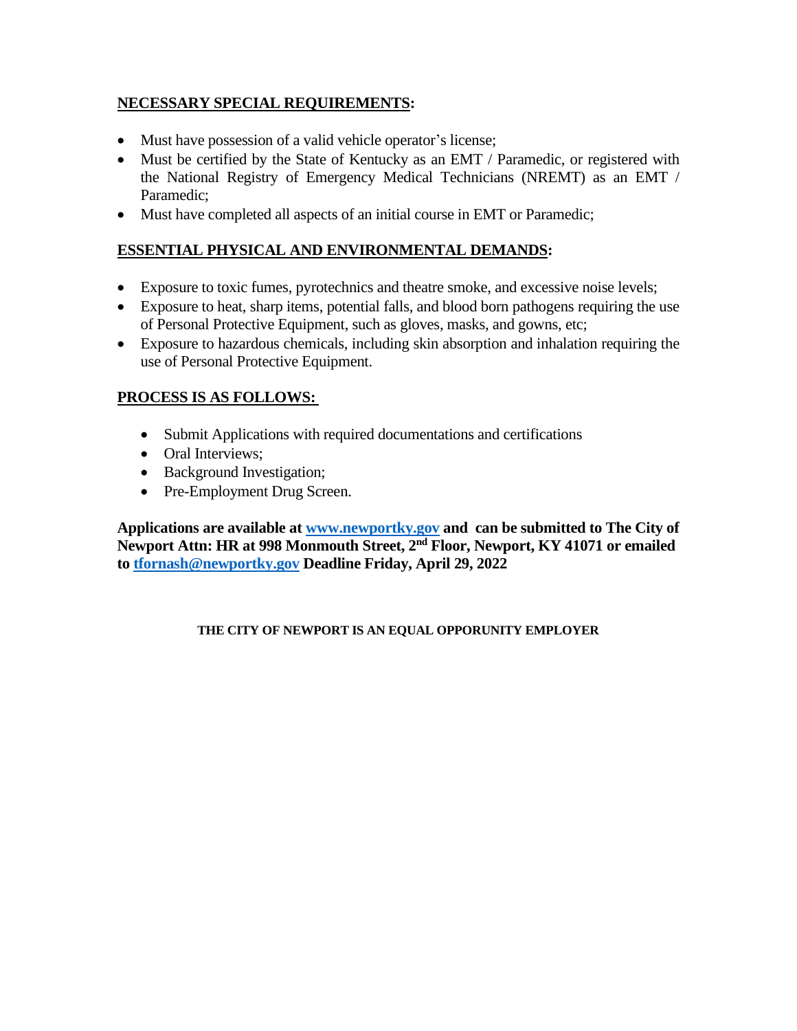## NECESSARY SPECIAL REQUIREMENTS:

- Must have possession of a valid vehicle operator's license;
- Must be certified by the State of Kentucky as an EMT / Paramedic, or registered with the National Registry of Emergency Medical Technicians (NREMT) as an EMT / Paramedic;
- Must have completed all aspects of an initial course in EMT or Paramedic;

## ESSENTIAL PHYSICAL AND ENVIRONMENTAL DEMANDS:

- Exposure to toxic fumes, pyrotechnics and theatre smoke, and excessive noise levels;
- Exposure to heat, sharp items, potential falls, and blood born pathogens requiring the use of Personal Protective Equipment, such as gloves, masks, and gowns, etc;
- Exposure to hazardous chemicals, including skin absorption and inhalation requiring the use of Personal Protective Equipment.

## PROCESS IS AS FOLLOWS:

- Submit Applications with required documentations and certifications
- Oral Interviews;
- Background Investigation;
- Pre-Employment Drug Screen.

**Applications are available at [www.newportky.gov](http://www.newportky.gov) and can be submitted to The City of Newport Attn: HR at 998 Monmouth Street, 2nd Floor, Newport, KY 41071 or emailed to [tfornash@newportky.gov](mailto:tfornash@newportky.gov) Deadline Friday, April 29, 2022**

**THE CITY OF NEWPORT IS AN EQUAL OPPORUNITY EMPLOYER**